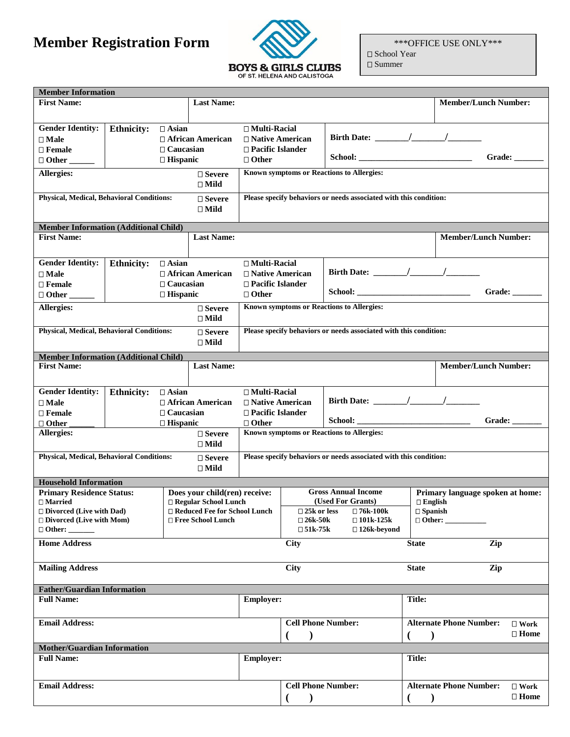# Member Registration Form

BOYS & GIRLS CLUBS OF ST. HELENA AND CALISTOGA

***OFFICE USE ONLY***
□ School Year
□ Summer

## Member Information

| First Name: | Last Name: | Member/Lunch Number: |
|---|---|---|
| | | |

**Gender Identity:** □ Male □ Female □ Other ______

**Ethnicity:** □ Asian □ African American □ Caucasian □ Hispanic □ Multi-Racial □ Native American □ Pacific Islander □ Other

**Birth Date:** _______/_______/_______

**School:** _________________________ **Grade:** _______

| Allergies: | □ Severe □ Mild | Known symptoms or Reactions to Allergies: |
|---|---|---|
| **Physical, Medical, Behavioral Conditions:** | □ Severe □ Mild | **Please specify behaviors or needs associated with this condition:** |

## Member Information (Additional Child)

| First Name: | Last Name: | Member/Lunch Number: |
|---|---|---|
| | | |

**Gender Identity:** □ Male □ Female □ Other ______

**Ethnicity:** □ Asian □ African American □ Caucasian □ Hispanic □ Multi-Racial □ Native American □ Pacific Islander □ Other

**Birth Date:** _______/_______/_______

**School:** _________________________ **Grade:** _______

| Allergies: | □ Severe □ Mild | Known symptoms or Reactions to Allergies: |
|---|---|---|
| **Physical, Medical, Behavioral Conditions:** | □ Severe □ Mild | **Please specify behaviors or needs associated with this condition:** |

## Member Information (Additional Child)

| First Name: | Last Name: | Member/Lunch Number: |
|---|---|---|
| | | |

**Gender Identity:** □ Male □ Female □ Other ______

**Ethnicity:** □ Asian □ African American □ Caucasian □ Hispanic □ Multi-Racial □ Native American □ Pacific Islander □ Other

**Birth Date:** _______/_______/_______

**School:** _________________________ **Grade:** _______

| Allergies: | □ Severe □ Mild | Known symptoms or Reactions to Allergies: |
|---|---|---|
| **Physical, Medical, Behavioral Conditions:** | □ Severe □ Mild | **Please specify behaviors or needs associated with this condition:** |

## Household Information

| Primary Residence Status: | Does your child(ren) receive: | Gross Annual Income (Used For Grants) | Primary language spoken at home: |
|---|---|---|---|
| □ Married | □ Regular School Lunch | □ 25k or less □ 76k-100k | □ English |
| □ Divorced (Live with Dad) | □ Reduced Fee for School Lunch | □ 26k-50k □ 101k-125k | □ Spanish |
| □ Divorced (Live with Mom) | □ Free School Lunch | □ 51k-75k □ 126k-beyond | □ Other: __________ |
| □ Other: _______ | | | |

| Home Address | City | State | Zip |
|---|---|---|---|
| **Mailing Address** | **City** | **State** | **Zip** |

## Father/Guardian Information

| Full Name: | Employer: | Title: |
|---|---|---|
| **Email Address:** | **Cell Phone Number:** ( ) | **Alternate Phone Number:** ( ) □ Work □ Home |

## Mother/Guardian Information

| Full Name: | Employer: | Title: |
|---|---|---|
| **Email Address:** | **Cell Phone Number:** ( ) | **Alternate Phone Number:** ( ) □ Work □ Home |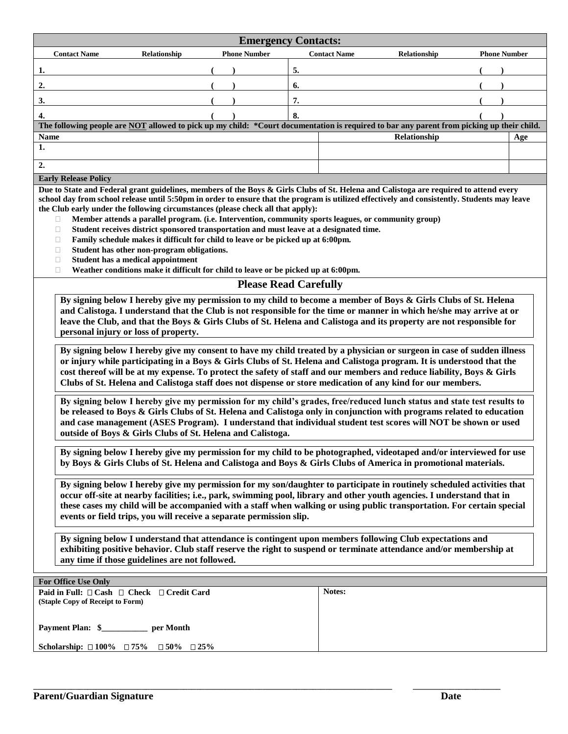## Emergency Contacts:

| Contact Name | Relationship | Phone Number | Contact Name | Relationship | Phone Number |
|---|---|---|---|---|---|
| 1. | | ( ) | 5. | | ( ) |
| 2. | | ( ) | 6. | | ( ) |
| 3. | | ( ) | 7. | | ( ) |
| 4. | | ( ) | 8. | | ( ) |

**The following people are NOT allowed to pick up my child: \*Court documentation is required to bar any parent from picking up their child.**

| Name | Relationship | Age |
|---|---|---|
| 1. | | |
| 2. | | |

### Early Release Policy

**Due to State and Federal grant guidelines, members of the Boys & Girls Clubs of St. Helena and Calistoga are required to attend every school day from school release until 5:50pm in order to ensure that the program is utilized effectively and consistently. Students may leave the Club early under the following circumstances (please check all that apply):**

- ☐ **Member attends a parallel program. (i.e. Intervention, community sports leagues, or community group)**
- ☐ **Student receives district sponsored transportation and must leave at a designated time.**
- ☐ **Family schedule makes it difficult for child to leave or be picked up at 6:00pm.**
- ☐ **Student has other non-program obligations.**
- ☐ **Student has a medical appointment**
- ☐ **Weather conditions make it difficult for child to leave or be picked up at 6:00pm.**

## Please Read Carefully

**By signing below I hereby give my permission to my child to become a member of Boys & Girls Clubs of St. Helena and Calistoga. I understand that the Club is not responsible for the time or manner in which he/she may arrive at or leave the Club, and that the Boys & Girls Clubs of St. Helena and Calistoga and its property are not responsible for personal injury or loss of property.**

**By signing below I hereby give my consent to have my child treated by a physician or surgeon in case of sudden illness or injury while participating in a Boys & Girls Clubs of St. Helena and Calistoga program. It is understood that the cost thereof will be at my expense. To protect the safety of staff and our members and reduce liability, Boys & Girls Clubs of St. Helena and Calistoga staff does not dispense or store medication of any kind for our members.**

**By signing below I hereby give my permission for my child's grades, free/reduced lunch status and state test results to be released to Boys & Girls Clubs of St. Helena and Calistoga only in conjunction with programs related to education and case management (ASES Program). I understand that individual student test scores will NOT be shown or used outside of Boys & Girls Clubs of St. Helena and Calistoga.**

**By signing below I hereby give my permission for my child to be photographed, videotaped and/or interviewed for use by Boys & Girls Clubs of St. Helena and Calistoga and Boys & Girls Clubs of America in promotional materials.**

**By signing below I hereby give my permission for my son/daughter to participate in routinely scheduled activities that occur off-site at nearby facilities; i.e., park, swimming pool, library and other youth agencies. I understand that in these cases my child will be accompanied with a staff when walking or using public transportation. For certain special events or field trips, you will receive a separate permission slip.**

**By signing below I understand that attendance is contingent upon members following Club expectations and exhibiting positive behavior. Club staff reserve the right to suspend or terminate attendance and/or membership at any time if those guidelines are not followed.**

| For Office Use Only | |
|---|---|
| **Paid in Full:** ☐ **Cash** ☐ **Check** ☐ **Credit Card**<br>**(Staple Copy of Receipt to Form)**<br><br>**Payment Plan: $___________ per Month**<br><br>**Scholarship:** ☐ **100%** ☐ **75%** ☐ **50%** ☐ **25%** | **Notes:** |

_________________________________________________________________ __________________

**Parent/Guardian Signature** **Date**